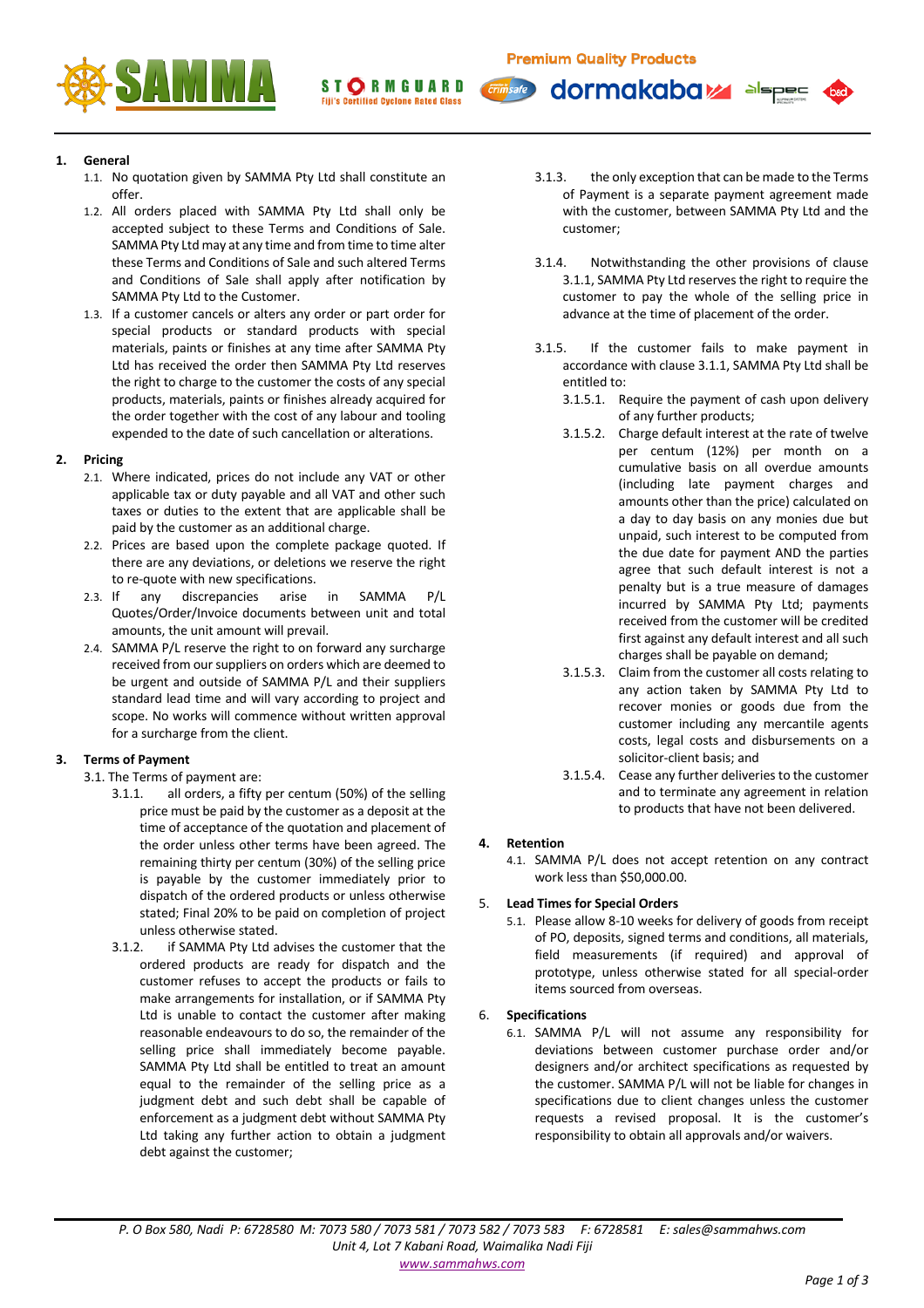## 1. General

1.1. No quotation given by SAMMA Pty Ltd shall constitute an offer.

1.2. All orders placed with SAMMA Pty Ltd shall only be accepted subject to these Terms and Conditions of Sale. SAMMA Pty Ltd may at any time and from time to time alter these Terms and Conditions of Sale and such altered Terms and Conditions of Sale shall apply after notification by SAMMA Pty Ltd to the Customer.

1.3. If a customer cancels or alters any order or part order for special products or standard products with special materials, paints or finishes at any time after SAMMA Pty Ltd has received the order then SAMMA Pty Ltd reserves the right to charge to the customer the costs of any special products, materials, paints or finishes already acquired for the order together with the cost of any labour and tooling expended to the date of such cancellation or alterations.

## 2. Pricing

2.1. Where indicated, prices do not include any VAT or other applicable tax or duty payable and all VAT and other such taxes or duties to the extent that are applicable shall be paid by the customer as an additional charge.

2.2. Prices are based upon the complete package quoted. If there are any deviations, or deletions we reserve the right to re-quote with new specifications.

2.3. If any discrepancies arise in SAMMA P/L Quotes/Order/Invoice documents between unit and total amounts, the unit amount will prevail.

2.4. SAMMA P/L reserve the right to on forward any surcharge received from our suppliers on orders which are deemed to be urgent and outside of SAMMA P/L and their suppliers standard lead time and will vary according to project and scope. No works will commence without written approval for a surcharge from the client.

## 3. Terms of Payment

3.1. The Terms of payment are:

3.1.1. all orders, a fifty per centum (50%) of the selling price must be paid by the customer as a deposit at the time of acceptance of the quotation and placement of the order unless other terms have been agreed. The remaining thirty per centum (30%) of the selling price is payable by the customer immediately prior to dispatch of the ordered products or unless otherwise stated; Final 20% to be paid on completion of project unless otherwise stated.

3.1.2. if SAMMA Pty Ltd advises the customer that the ordered products are ready for dispatch and the customer refuses to accept the products or fails to make arrangements for installation, or if SAMMA Pty Ltd is unable to contact the customer after making reasonable endeavours to do so, the remainder of the selling price shall immediately become payable. SAMMA Pty Ltd shall be entitled to treat an amount equal to the remainder of the selling price as a judgment debt and such debt shall be capable of enforcement as a judgment debt without SAMMA Pty Ltd taking any further action to obtain a judgment debt against the customer;

3.1.3. the only exception that can be made to the Terms of Payment is a separate payment agreement made with the customer, between SAMMA Pty Ltd and the customer;

3.1.4. Notwithstanding the other provisions of clause 3.1.1, SAMMA Pty Ltd reserves the right to require the customer to pay the whole of the selling price in advance at the time of placement of the order.

3.1.5. If the customer fails to make payment in accordance with clause 3.1.1, SAMMA Pty Ltd shall be entitled to:

3.1.5.1. Require the payment of cash upon delivery of any further products;

3.1.5.2. Charge default interest at the rate of twelve per centum (12%) per month on a cumulative basis on all overdue amounts (including late payment charges and amounts other than the price) calculated on a day to day basis on any monies due but unpaid, such interest to be computed from the due date for payment AND the parties agree that such default interest is not a penalty but is a true measure of damages incurred by SAMMA Pty Ltd; payments received from the customer will be credited first against any default interest and all such charges shall be payable on demand;

3.1.5.3. Claim from the customer all costs relating to any action taken by SAMMA Pty Ltd to recover monies or goods due from the customer including any mercantile agents costs, legal costs and disbursements on a solicitor-client basis; and

3.1.5.4. Cease any further deliveries to the customer and to terminate any agreement in relation to products that have not been delivered.

## 4. Retention

4.1. SAMMA P/L does not accept retention on any contract work less than $50,000.00.

## 5. Lead Times for Special Orders

5.1. Please allow 8-10 weeks for delivery of goods from receipt of PO, deposits, signed terms and conditions, all materials, field measurements (if required) and approval of prototype, unless otherwise stated for all special-order items sourced from overseas.

## 6. Specifications

6.1. SAMMA P/L will not assume any responsibility for deviations between customer purchase order and/or designers and/or architect specifications as requested by the customer. SAMMA P/L will not be liable for changes in specifications due to client changes unless the customer requests a revised proposal. It is the customer's responsibility to obtain all approvals and/or waivers.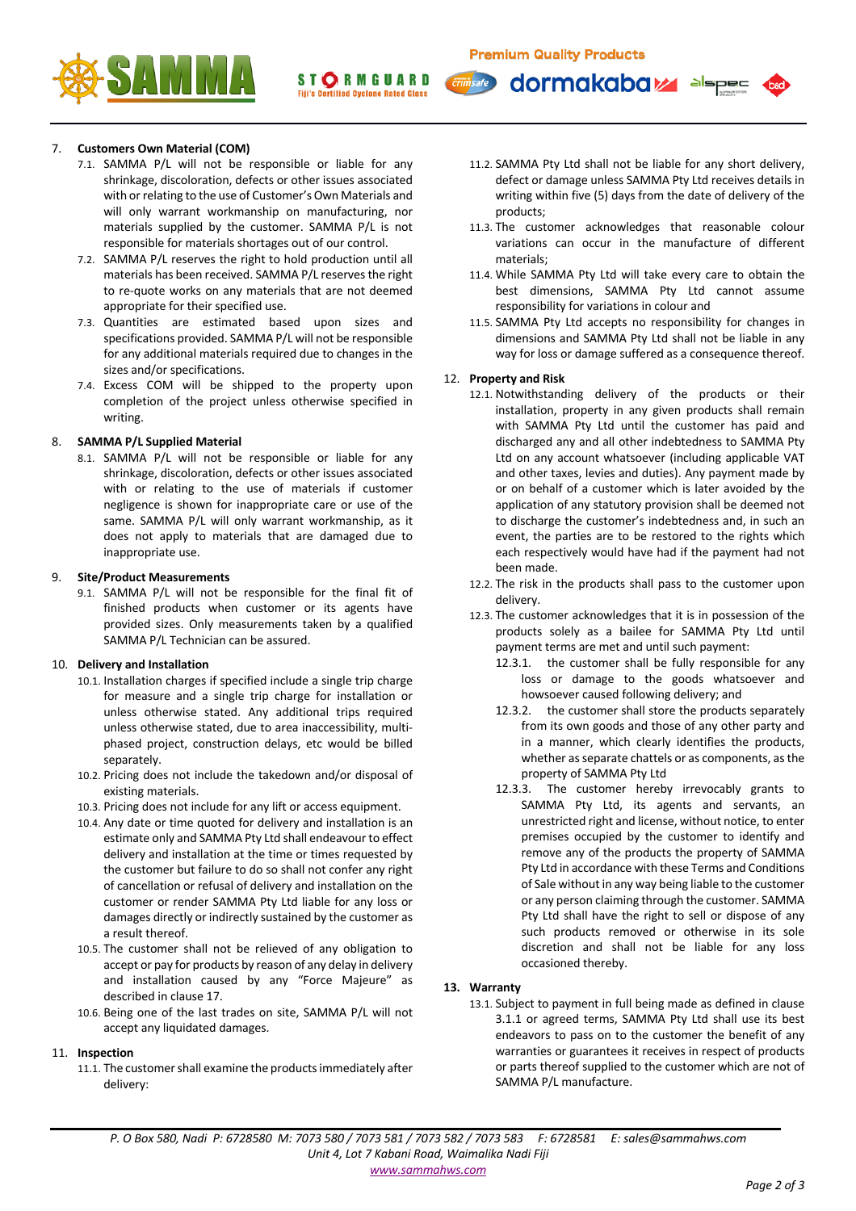7. **Customers Own Material (COM)**
   7.1. SAMMA P/L will not be responsible or liable for any shrinkage, discoloration, defects or other issues associated with or relating to the use of Customer's Own Materials and will only warrant workmanship on manufacturing, nor materials supplied by the customer. SAMMA P/L is not responsible for materials shortages out of our control.
   7.2. SAMMA P/L reserves the right to hold production until all materials has been received. SAMMA P/L reserves the right to re-quote works on any materials that are not deemed appropriate for their specified use.
   7.3. Quantities are estimated based upon sizes and specifications provided. SAMMA P/L will not be responsible for any additional materials required due to changes in the sizes and/or specifications.
   7.4. Excess COM will be shipped to the property upon completion of the project unless otherwise specified in writing.

8. **SAMMA P/L Supplied Material**
   8.1. SAMMA P/L will not be responsible or liable for any shrinkage, discoloration, defects or other issues associated with or relating to the use of materials if customer negligence is shown for inappropriate care or use of the same. SAMMA P/L will only warrant workmanship, as it does not apply to materials that are damaged due to inappropriate use.

9. **Site/Product Measurements**
   9.1. SAMMA P/L will not be responsible for the final fit of finished products when customer or its agents have provided sizes. Only measurements taken by a qualified SAMMA P/L Technician can be assured.

10. **Delivery and Installation**
    10.1. Installation charges if specified include a single trip charge for measure and a single trip charge for installation or unless otherwise stated. Any additional trips required unless otherwise stated, due to area inaccessibility, multi-phased project, construction delays, etc would be billed separately.
    10.2. Pricing does not include the takedown and/or disposal of existing materials.
    10.3. Pricing does not include for any lift or access equipment.
    10.4. Any date or time quoted for delivery and installation is an estimate only and SAMMA Pty Ltd shall endeavour to effect delivery and installation at the time or times requested by the customer but failure to do so shall not confer any right of cancellation or refusal of delivery and installation on the customer or render SAMMA Pty Ltd liable for any loss or damages directly or indirectly sustained by the customer as a result thereof.
    10.5. The customer shall not be relieved of any obligation to accept or pay for products by reason of any delay in delivery and installation caused by any "Force Majeure" as described in clause 17.
    10.6. Being one of the last trades on site, SAMMA P/L will not accept any liquidated damages.

11. **Inspection**
    11.1. The customer shall examine the products immediately after delivery:
    11.2. SAMMA Pty Ltd shall not be liable for any short delivery, defect or damage unless SAMMA Pty Ltd receives details in writing within five (5) days from the date of delivery of the products;
    11.3. The customer acknowledges that reasonable colour variations can occur in the manufacture of different materials;
    11.4. While SAMMA Pty Ltd will take every care to obtain the best dimensions, SAMMA Pty Ltd cannot assume responsibility for variations in colour and
    11.5. SAMMA Pty Ltd accepts no responsibility for changes in dimensions and SAMMA Pty Ltd shall not be liable in any way for loss or damage suffered as a consequence thereof.

12. **Property and Risk**
    12.1. Notwithstanding delivery of the products or their installation, property in any given products shall remain with SAMMA Pty Ltd until the customer has paid and discharged any and all other indebtedness to SAMMA Pty Ltd on any account whatsoever (including applicable VAT and other taxes, levies and duties). Any payment made by or on behalf of a customer which is later avoided by the application of any statutory provision shall be deemed not to discharge the customer's indebtedness and, in such an event, the parties are to be restored to the rights which each respectively would have had if the payment had not been made.
    12.2. The risk in the products shall pass to the customer upon delivery.
    12.3. The customer acknowledges that it is in possession of the products solely as a bailee for SAMMA Pty Ltd until payment terms are met and until such payment:
       12.3.1. the customer shall be fully responsible for any loss or damage to the goods whatsoever and howsoever caused following delivery; and
       12.3.2. the customer shall store the products separately from its own goods and those of any other party and in a manner, which clearly identifies the products, whether as separate chattels or as components, as the property of SAMMA Pty Ltd
       12.3.3. The customer hereby irrevocably grants to SAMMA Pty Ltd, its agents and servants, an unrestricted right and license, without notice, to enter premises occupied by the customer to identify and remove any of the products the property of SAMMA Pty Ltd in accordance with these Terms and Conditions of Sale without in any way being liable to the customer or any person claiming through the customer. SAMMA Pty Ltd shall have the right to sell or dispose of any such products removed or otherwise in its sole discretion and shall not be liable for any loss occasioned thereby.

13. **Warranty**
    13.1. Subject to payment in full being made as defined in clause 3.1.1 or agreed terms, SAMMA Pty Ltd shall use its best endeavors to pass on to the customer the benefit of any warranties or guarantees it receives in respect of products or parts thereof supplied to the customer which are not of SAMMA P/L manufacture.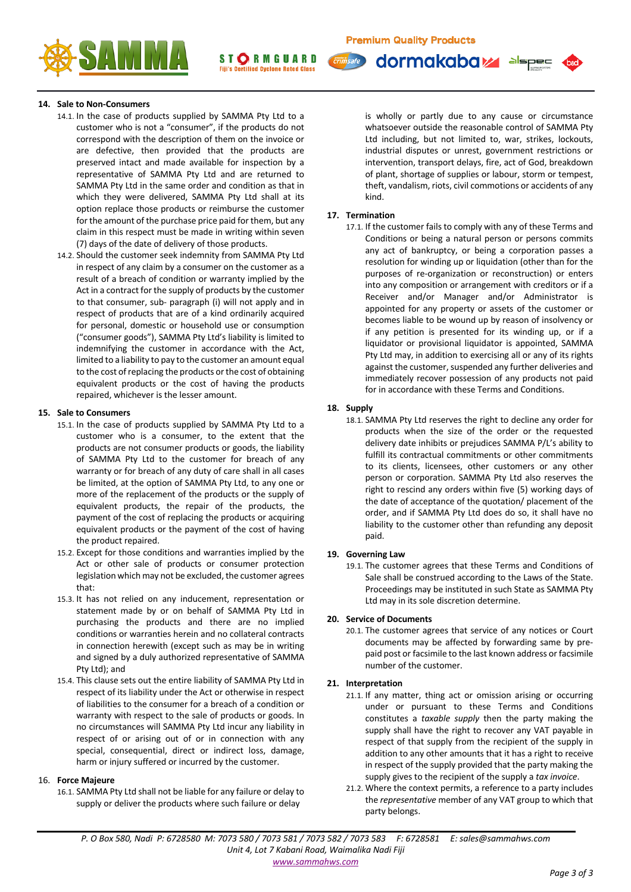## 14. Sale to Non-Consumers

14.1. In the case of products supplied by SAMMA Pty Ltd to a customer who is not a "consumer", if the products do not correspond with the description of them on the invoice or are defective, then provided that the products are preserved intact and made available for inspection by a representative of SAMMA Pty Ltd and are returned to SAMMA Pty Ltd in the same order and condition as that in which they were delivered, SAMMA Pty Ltd shall at its option replace those products or reimburse the customer for the amount of the purchase price paid for them, but any claim in this respect must be made in writing within seven (7) days of the date of delivery of those products.

14.2. Should the customer seek indemnity from SAMMA Pty Ltd in respect of any claim by a consumer on the customer as a result of a breach of condition or warranty implied by the Act in a contract for the supply of products by the customer to that consumer, sub- paragraph (i) will not apply and in respect of products that are of a kind ordinarily acquired for personal, domestic or household use or consumption ("consumer goods"), SAMMA Pty Ltd's liability is limited to indemnifying the customer in accordance with the Act, limited to a liability to pay to the customer an amount equal to the cost of replacing the products or the cost of obtaining equivalent products or the cost of having the products repaired, whichever is the lesser amount.

## 15. Sale to Consumers

15.1. In the case of products supplied by SAMMA Pty Ltd to a customer who is a consumer, to the extent that the products are not consumer products or goods, the liability of SAMMA Pty Ltd to the customer for breach of any warranty or for breach of any duty of care shall in all cases be limited, at the option of SAMMA Pty Ltd, to any one or more of the replacement of the products or the supply of equivalent products, the repair of the products, the payment of the cost of replacing the products or acquiring equivalent products or the payment of the cost of having the product repaired.

15.2. Except for those conditions and warranties implied by the Act or other sale of products or consumer protection legislation which may not be excluded, the customer agrees that:

15.3. It has not relied on any inducement, representation or statement made by or on behalf of SAMMA Pty Ltd in purchasing the products and there are no implied conditions or warranties herein and no collateral contracts in connection herewith (except such as may be in writing and signed by a duly authorized representative of SAMMA Pty Ltd); and

15.4. This clause sets out the entire liability of SAMMA Pty Ltd in respect of its liability under the Act or otherwise in respect of liabilities to the consumer for a breach of a condition or warranty with respect to the sale of products or goods. In no circumstances will SAMMA Pty Ltd incur any liability in respect of or arising out of or in connection with any special, consequential, direct or indirect loss, damage, harm or injury suffered or incurred by the customer.

## 16. Force Majeure

16.1. SAMMA Pty Ltd shall not be liable for any failure or delay to supply or deliver the products where such failure or delay is wholly or partly due to any cause or circumstance whatsoever outside the reasonable control of SAMMA Pty Ltd including, but not limited to, war, strikes, lockouts, industrial disputes or unrest, government restrictions or intervention, transport delays, fire, act of God, breakdown of plant, shortage of supplies or labour, storm or tempest, theft, vandalism, riots, civil commotions or accidents of any kind.

## 17. Termination

17.1. If the customer fails to comply with any of these Terms and Conditions or being a natural person or persons commits any act of bankruptcy, or being a corporation passes a resolution for winding up or liquidation (other than for the purposes of re-organization or reconstruction) or enters into any composition or arrangement with creditors or if a Receiver and/or Manager and/or Administrator is appointed for any property or assets of the customer or becomes liable to be wound up by reason of insolvency or if any petition is presented for its winding up, or if a liquidator or provisional liquidator is appointed, SAMMA Pty Ltd may, in addition to exercising all or any of its rights against the customer, suspended any further deliveries and immediately recover possession of any products not paid for in accordance with these Terms and Conditions.

## 18. Supply

18.1. SAMMA Pty Ltd reserves the right to decline any order for products when the size of the order or the requested delivery date inhibits or prejudices SAMMA P/L's ability to fulfill its contractual commitments or other commitments to its clients, licensees, other customers or any other person or corporation. SAMMA Pty Ltd also reserves the right to rescind any orders within five (5) working days of the date of acceptance of the quotation/ placement of the order, and if SAMMA Pty Ltd does do so, it shall have no liability to the customer other than refunding any deposit paid.

## 19. Governing Law

19.1. The customer agrees that these Terms and Conditions of Sale shall be construed according to the Laws of the State. Proceedings may be instituted in such State as SAMMA Pty Ltd may in its sole discretion determine.

## 20. Service of Documents

20.1. The customer agrees that service of any notices or Court documents may be affected by forwarding same by pre-paid post or facsimile to the last known address or facsimile number of the customer.

## 21. Interpretation

21.1. If any matter, thing act or omission arising or occurring under or pursuant to these Terms and Conditions constitutes a *taxable supply* then the party making the supply shall have the right to recover any VAT payable in respect of that supply from the recipient of the supply in addition to any other amounts that it has a right to receive in respect of the supply provided that the party making the supply gives to the recipient of the supply a *tax invoice*.

21.2. Where the context permits, a reference to a party includes the *representative* member of any VAT group to which that party belongs.

*P. O Box 580, Nadi P: 6728580 M: 7073 580 / 7073 581 / 7073 582 / 7073 583 F: 6728581 E: sales@sammahws.com*
*Unit 4, Lot 7 Kabani Road, Waimalika Nadi Fiji*
*www.sammahws.com*